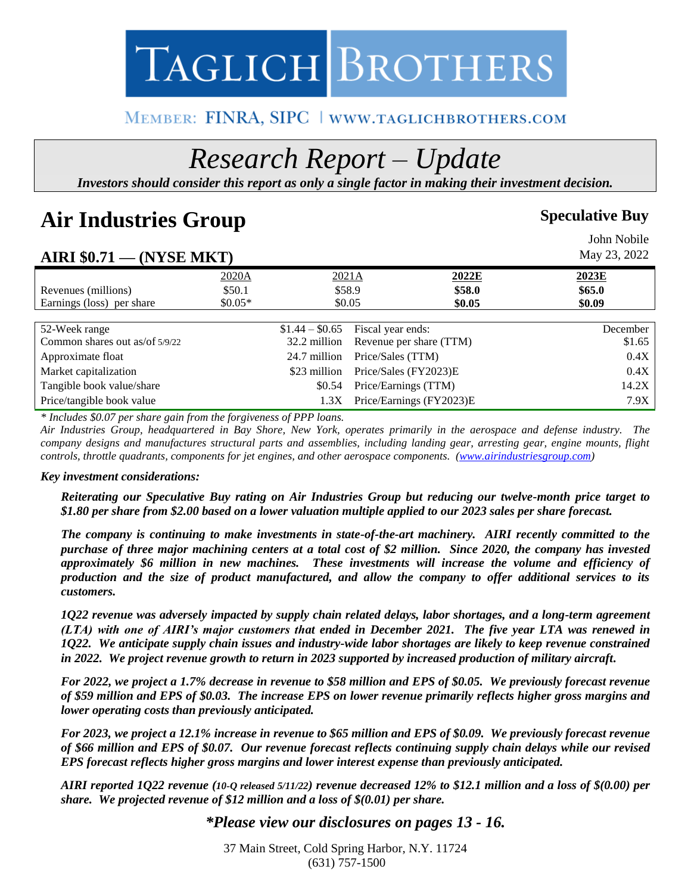# TAGLICH BROTHERS

MEMBER: FINRA, SIPC | WWW.TAGLICHBROTHERS.COM

# *Research Report – Update*

***Investors should consider this report as only a single factor in making their investment decision.***

# Air Industries Group

**Speculative Buy**

John Nobile
May 23, 2022

## AIRI $0.71 — (NYSE MKT)

| | 2020A | 2021A | **2022E** | **2023E** |
|---|---|---|---|---|
| Revenues (millions) | $50.1 | $58.9 | **$58.0** | **$65.0** |
| Earnings (loss) per share | $0.05* | $0.05 | **$0.05** | **$0.09** |

| | | | |
|---|---|---|---|
| 52-Week range | $1.44 – $0.65 | Fiscal year ends: | December |
| Common shares out as/of 5/9/22 | 32.2 million | Revenue per share (TTM) | $1.65 |
| Approximate float | 24.7 million | Price/Sales (TTM) | 0.4X |
| Market capitalization | $23 million | Price/Sales (FY2023)E | 0.4X |
| Tangible book value/share | $0.54 | Price/Earnings (TTM) | 14.2X |
| Price/tangible book value | 1.3X | Price/Earnings (FY2023)E | 7.9X |

*\* Includes $0.07 per share gain from the forgiveness of PPP loans.*

*Air Industries Group, headquartered in Bay Shore, New York, operates primarily in the aerospace and defense industry. The company designs and manufactures structural parts and assemblies, including landing gear, arresting gear, engine mounts, flight controls, throttle quadrants, components for jet engines, and other aerospace components. (www.airindustriesgroup.com)*

***Key investment considerations:***

***Reiterating our Speculative Buy rating on Air Industries Group but reducing our twelve-month price target to $1.80 per share from $2.00 based on a lower valuation multiple applied to our 2023 sales per share forecast.***

***The company is continuing to make investments in state-of-the-art machinery. AIRI recently committed to the purchase of three major machining centers at a total cost of $2 million. Since 2020, the company has invested approximately $6 million in new machines. These investments will increase the volume and efficiency of production and the size of product manufactured, and allow the company to offer additional services to its customers.***

***1Q22 revenue was adversely impacted by supply chain related delays, labor shortages, and a long-term agreement (LTA) with one of AIRI's major customers that ended in December 2021. The five year LTA was renewed in 1Q22. We anticipate supply chain issues and industry-wide labor shortages are likely to keep revenue constrained in 2022. We project revenue growth to return in 2023 supported by increased production of military aircraft.***

***For 2022, we project a 1.7% decrease in revenue to $58 million and EPS of $0.05. We previously forecast revenue of $59 million and EPS of $0.03. The increase EPS on lower revenue primarily reflects higher gross margins and lower operating costs than previously anticipated.***

***For 2023, we project a 12.1% increase in revenue to $65 million and EPS of $0.09. We previously forecast revenue of $66 million and EPS of $0.07. Our revenue forecast reflects continuing supply chain delays while our revised EPS forecast reflects higher gross margins and lower interest expense than previously anticipated.***

***AIRI reported 1Q22 revenue (10-Q released 5/11/22) revenue decreased 12% to $12.1 million and a loss of $(0.00) per share. We projected revenue of $12 million and a loss of $(0.01) per share.***

***\*Please view our disclosures on pages 13 - 16.***

37 Main Street, Cold Spring Harbor, N.Y. 11724
(631) 757-1500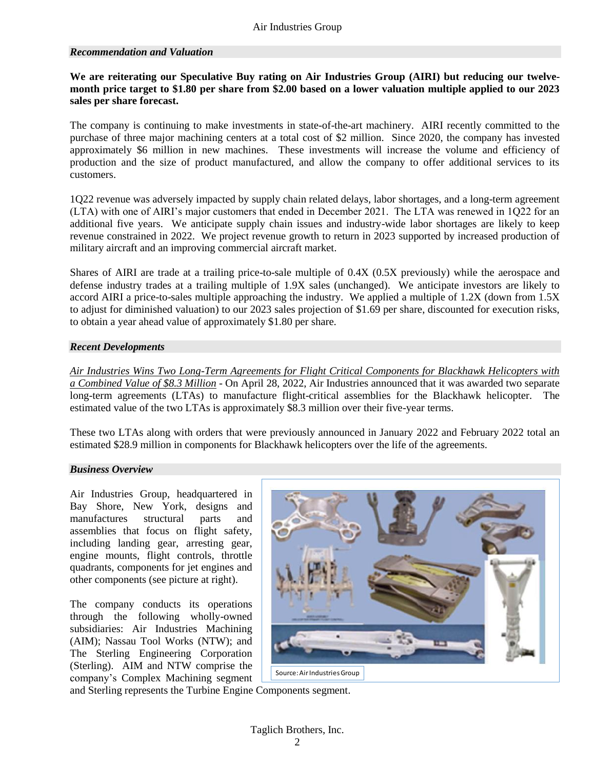### *Recommendation and Valuation*

**We are reiterating our Speculative Buy rating on Air Industries Group (AIRI) but reducing our twelve-month price target to $1.80 per share from $2.00 based on a lower valuation multiple applied to our 2023 sales per share forecast.**

The company is continuing to make investments in state-of-the-art machinery. AIRI recently committed to the purchase of three major machining centers at a total cost of $2 million. Since 2020, the company has invested approximately $6 million in new machines. These investments will increase the volume and efficiency of production and the size of product manufactured, and allow the company to offer additional services to its customers.

1Q22 revenue was adversely impacted by supply chain related delays, labor shortages, and a long-term agreement (LTA) with one of AIRI's major customers that ended in December 2021. The LTA was renewed in 1Q22 for an additional five years. We anticipate supply chain issues and industry-wide labor shortages are likely to keep revenue constrained in 2022. We project revenue growth to return in 2023 supported by increased production of military aircraft and an improving commercial aircraft market.

Shares of AIRI are trade at a trailing price-to-sale multiple of 0.4X (0.5X previously) while the aerospace and defense industry trades at a trailing multiple of 1.9X sales (unchanged). We anticipate investors are likely to accord AIRI a price-to-sales multiple approaching the industry. We applied a multiple of 1.2X (down from 1.5X to adjust for diminished valuation) to our 2023 sales projection of $1.69 per share, discounted for execution risks, to obtain a year ahead value of approximately $1.80 per share.

### *Recent Developments*

*Air Industries Wins Two Long-Term Agreements for Flight Critical Components for Blackhawk Helicopters with a Combined Value of $8.3 Million* - On April 28, 2022, Air Industries announced that it was awarded two separate long-term agreements (LTAs) to manufacture flight-critical assemblies for the Blackhawk helicopter. The estimated value of the two LTAs is approximately $8.3 million over their five-year terms.

These two LTAs along with orders that were previously announced in January 2022 and February 2022 total an estimated $28.9 million in components for Blackhawk helicopters over the life of the agreements.

### *Business Overview*

Air Industries Group, headquartered in Bay Shore, New York, designs and manufactures structural parts and assemblies that focus on flight safety, including landing gear, arresting gear, engine mounts, flight controls, throttle quadrants, components for jet engines and other components (see picture at right).

Source: Air Industries Group

The company conducts its operations through the following wholly-owned subsidiaries: Air Industries Machining (AIM); Nassau Tool Works (NTW); and The Sterling Engineering Corporation (Sterling). AIM and NTW comprise the company's Complex Machining segment and Sterling represents the Turbine Engine Components segment.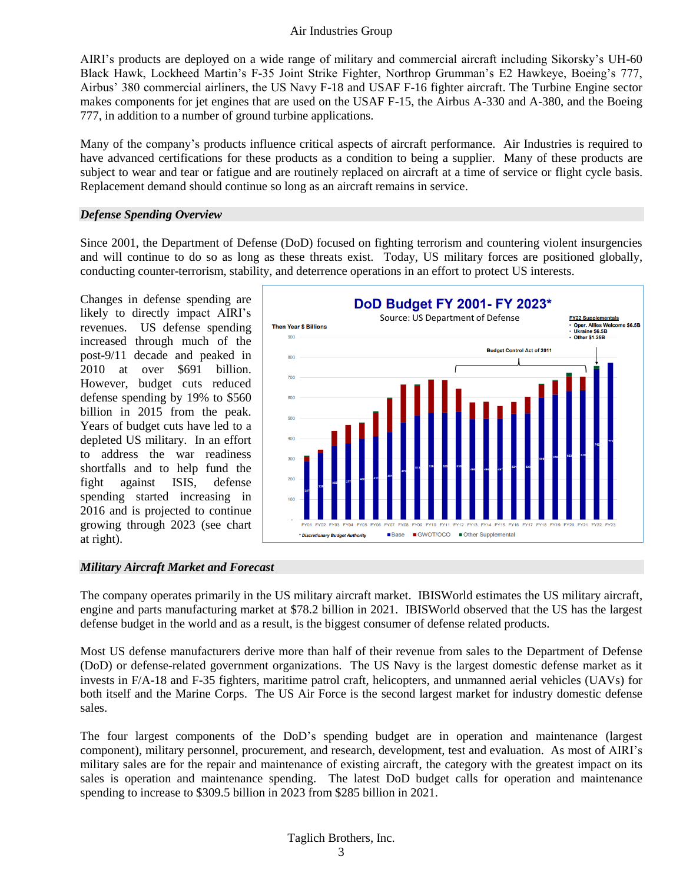AIRI's products are deployed on a wide range of military and commercial aircraft including Sikorsky's UH-60 Black Hawk, Lockheed Martin's F-35 Joint Strike Fighter, Northrop Grumman's E2 Hawkeye, Boeing's 777, Airbus' 380 commercial airliners, the US Navy F-18 and USAF F-16 fighter aircraft. The Turbine Engine sector makes components for jet engines that are used on the USAF F-15, the Airbus A-330 and A-380, and the Boeing 777, in addition to a number of ground turbine applications.

Many of the company's products influence critical aspects of aircraft performance. Air Industries is required to have advanced certifications for these products as a condition to being a supplier. Many of these products are subject to wear and tear or fatigue and are routinely replaced on aircraft at a time of service or flight cycle basis. Replacement demand should continue so long as an aircraft remains in service.

### *Defense Spending Overview*

Since 2001, the Department of Defense (DoD) focused on fighting terrorism and countering violent insurgencies and will continue to do so as long as these threats exist. Today, US military forces are positioned globally, conducting counter-terrorism, stability, and deterrence operations in an effort to protect US interests.

Changes in defense spending are likely to directly impact AIRI's revenues. US defense spending increased through much of the post-9/11 decade and peaked in 2010 at over $691 billion. However, budget cuts reduced defense spending by 19% to $560 billion in 2015 from the peak. Years of budget cuts have led to a depleted US military. In an effort to address the war readiness shortfalls and to help fund the fight against ISIS, defense spending started increasing in 2016 and is projected to continue growing through 2023 (see chart at right).

**DoD Budget FY 2001- FY 2023***

Source: US Department of Defense

### *Military Aircraft Market and Forecast*

The company operates primarily in the US military aircraft market. IBISWorld estimates the US military aircraft, engine and parts manufacturing market at $78.2 billion in 2021. IBISWorld observed that the US has the largest defense budget in the world and as a result, is the biggest consumer of defense related products.

Most US defense manufacturers derive more than half of their revenue from sales to the Department of Defense (DoD) or defense-related government organizations. The US Navy is the largest domestic defense market as it invests in F/A-18 and F-35 fighters, maritime patrol craft, helicopters, and unmanned aerial vehicles (UAVs) for both itself and the Marine Corps. The US Air Force is the second largest market for industry domestic defense sales.

The four largest components of the DoD's spending budget are in operation and maintenance (largest component), military personnel, procurement, and research, development, test and evaluation. As most of AIRI's military sales are for the repair and maintenance of existing aircraft, the category with the greatest impact on its sales is operation and maintenance spending. The latest DoD budget calls for operation and maintenance spending to increase to $309.5 billion in 2023 from $285 billion in 2021.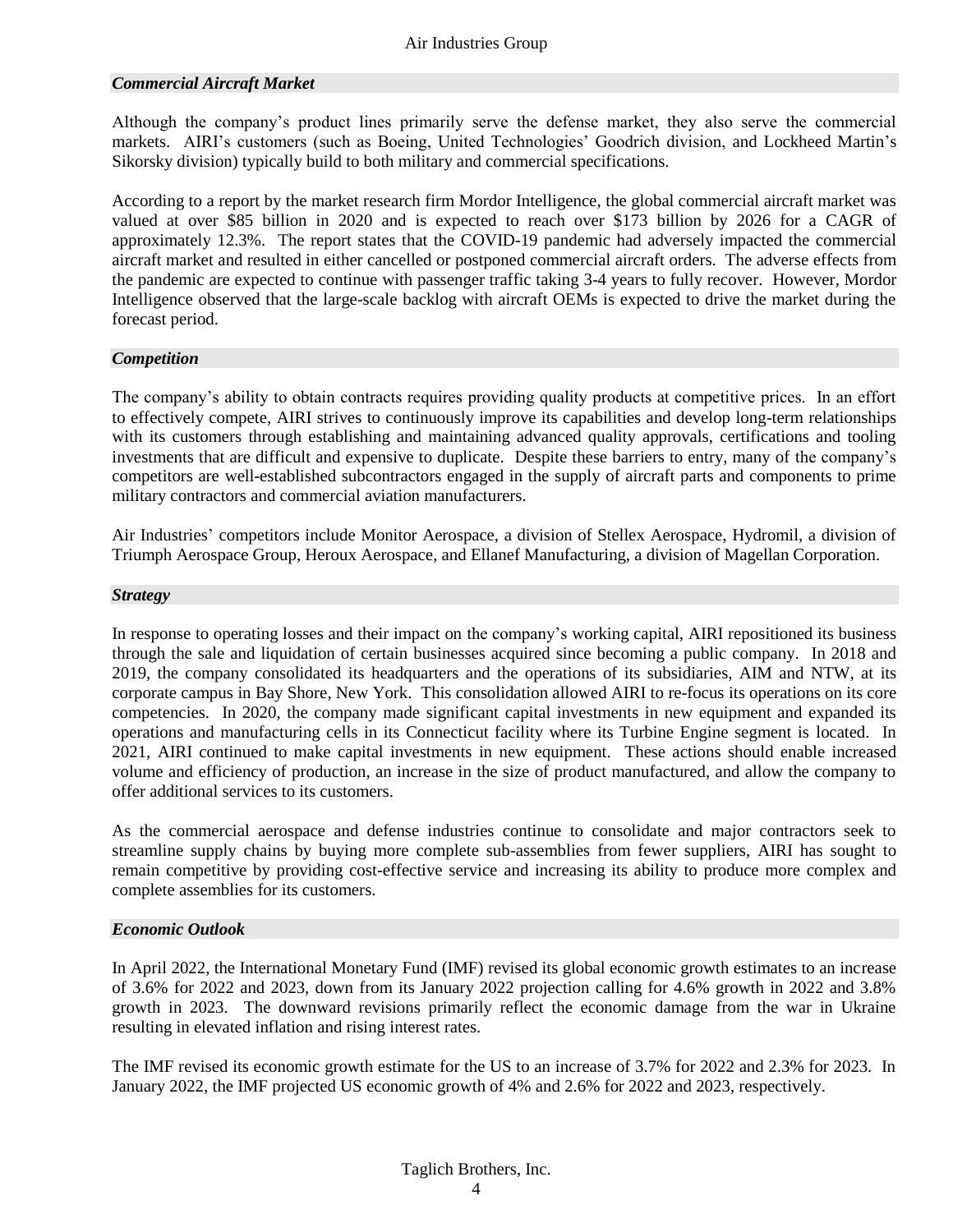### *Commercial Aircraft Market*

Although the company's product lines primarily serve the defense market, they also serve the commercial markets. AIRI's customers (such as Boeing, United Technologies' Goodrich division, and Lockheed Martin's Sikorsky division) typically build to both military and commercial specifications.

According to a report by the market research firm Mordor Intelligence, the global commercial aircraft market was valued at over $85 billion in 2020 and is expected to reach over $173 billion by 2026 for a CAGR of approximately 12.3%. The report states that the COVID-19 pandemic had adversely impacted the commercial aircraft market and resulted in either cancelled or postponed commercial aircraft orders. The adverse effects from the pandemic are expected to continue with passenger traffic taking 3-4 years to fully recover. However, Mordor Intelligence observed that the large-scale backlog with aircraft OEMs is expected to drive the market during the forecast period.

### *Competition*

The company's ability to obtain contracts requires providing quality products at competitive prices. In an effort to effectively compete, AIRI strives to continuously improve its capabilities and develop long-term relationships with its customers through establishing and maintaining advanced quality approvals, certifications and tooling investments that are difficult and expensive to duplicate. Despite these barriers to entry, many of the company's competitors are well-established subcontractors engaged in the supply of aircraft parts and components to prime military contractors and commercial aviation manufacturers.

Air Industries' competitors include Monitor Aerospace, a division of Stellex Aerospace, Hydromil, a division of Triumph Aerospace Group, Heroux Aerospace, and Ellanef Manufacturing, a division of Magellan Corporation.

### *Strategy*

In response to operating losses and their impact on the company's working capital, AIRI repositioned its business through the sale and liquidation of certain businesses acquired since becoming a public company. In 2018 and 2019, the company consolidated its headquarters and the operations of its subsidiaries, AIM and NTW, at its corporate campus in Bay Shore, New York. This consolidation allowed AIRI to re-focus its operations on its core competencies. In 2020, the company made significant capital investments in new equipment and expanded its operations and manufacturing cells in its Connecticut facility where its Turbine Engine segment is located. In 2021, AIRI continued to make capital investments in new equipment. These actions should enable increased volume and efficiency of production, an increase in the size of product manufactured, and allow the company to offer additional services to its customers.

As the commercial aerospace and defense industries continue to consolidate and major contractors seek to streamline supply chains by buying more complete sub-assemblies from fewer suppliers, AIRI has sought to remain competitive by providing cost-effective service and increasing its ability to produce more complex and complete assemblies for its customers.

### *Economic Outlook*

In April 2022, the International Monetary Fund (IMF) revised its global economic growth estimates to an increase of 3.6% for 2022 and 2023, down from its January 2022 projection calling for 4.6% growth in 2022 and 3.8% growth in 2023. The downward revisions primarily reflect the economic damage from the war in Ukraine resulting in elevated inflation and rising interest rates.

The IMF revised its economic growth estimate for the US to an increase of 3.7% for 2022 and 2.3% for 2023. In January 2022, the IMF projected US economic growth of 4% and 2.6% for 2022 and 2023, respectively.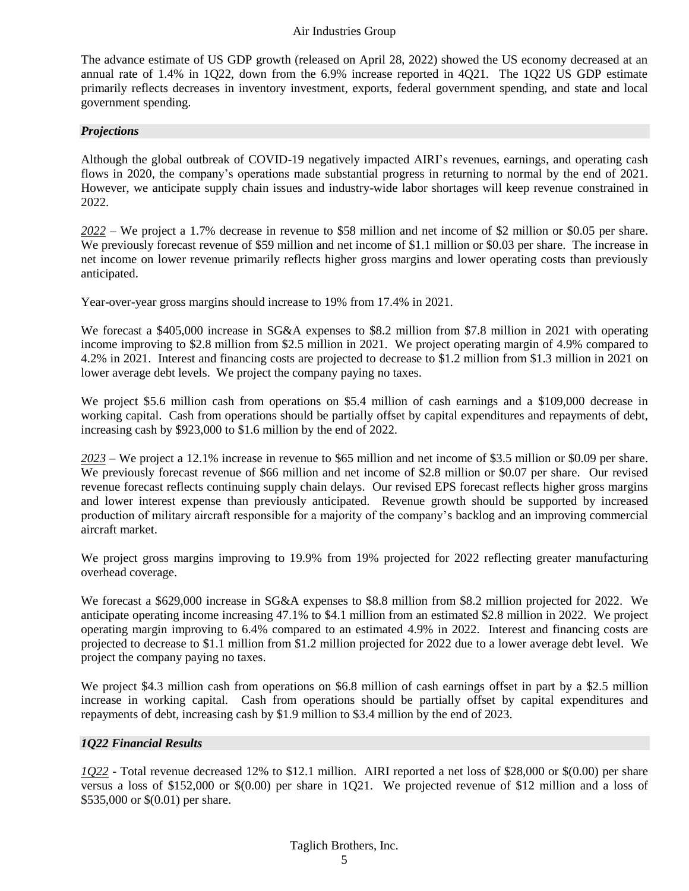The advance estimate of US GDP growth (released on April 28, 2022) showed the US economy decreased at an annual rate of 1.4% in 1Q22, down from the 6.9% increase reported in 4Q21. The 1Q22 US GDP estimate primarily reflects decreases in inventory investment, exports, federal government spending, and state and local government spending.

### *Projections*

Although the global outbreak of COVID-19 negatively impacted AIRI's revenues, earnings, and operating cash flows in 2020, the company's operations made substantial progress in returning to normal by the end of 2021. However, we anticipate supply chain issues and industry-wide labor shortages will keep revenue constrained in 2022.

*2022* – We project a 1.7% decrease in revenue to $58 million and net income of $2 million or $0.05 per share. We previously forecast revenue of $59 million and net income of $1.1 million or $0.03 per share. The increase in net income on lower revenue primarily reflects higher gross margins and lower operating costs than previously anticipated.

Year-over-year gross margins should increase to 19% from 17.4% in 2021.

We forecast a $405,000 increase in SG&A expenses to $8.2 million from $7.8 million in 2021 with operating income improving to $2.8 million from $2.5 million in 2021. We project operating margin of 4.9% compared to 4.2% in 2021. Interest and financing costs are projected to decrease to $1.2 million from $1.3 million in 2021 on lower average debt levels. We project the company paying no taxes.

We project $5.6 million cash from operations on $5.4 million of cash earnings and a $109,000 decrease in working capital. Cash from operations should be partially offset by capital expenditures and repayments of debt, increasing cash by $923,000 to $1.6 million by the end of 2022.

*2023* – We project a 12.1% increase in revenue to $65 million and net income of $3.5 million or $0.09 per share. We previously forecast revenue of $66 million and net income of $2.8 million or $0.07 per share. Our revised revenue forecast reflects continuing supply chain delays. Our revised EPS forecast reflects higher gross margins and lower interest expense than previously anticipated. Revenue growth should be supported by increased production of military aircraft responsible for a majority of the company's backlog and an improving commercial aircraft market.

We project gross margins improving to 19.9% from 19% projected for 2022 reflecting greater manufacturing overhead coverage.

We forecast a $629,000 increase in SG&A expenses to $8.8 million from $8.2 million projected for 2022. We anticipate operating income increasing 47.1% to $4.1 million from an estimated $2.8 million in 2022. We project operating margin improving to 6.4% compared to an estimated 4.9% in 2022. Interest and financing costs are projected to decrease to $1.1 million from $1.2 million projected for 2022 due to a lower average debt level. We project the company paying no taxes.

We project $4.3 million cash from operations on $6.8 million of cash earnings offset in part by a $2.5 million increase in working capital. Cash from operations should be partially offset by capital expenditures and repayments of debt, increasing cash by $1.9 million to $3.4 million by the end of 2023.

### *1Q22 Financial Results*

*1Q22* - Total revenue decreased 12% to $12.1 million. AIRI reported a net loss of $28,000 or $(0.00) per share versus a loss of $152,000 or $(0.00) per share in 1Q21. We projected revenue of $12 million and a loss of $535,000 or $(0.01) per share.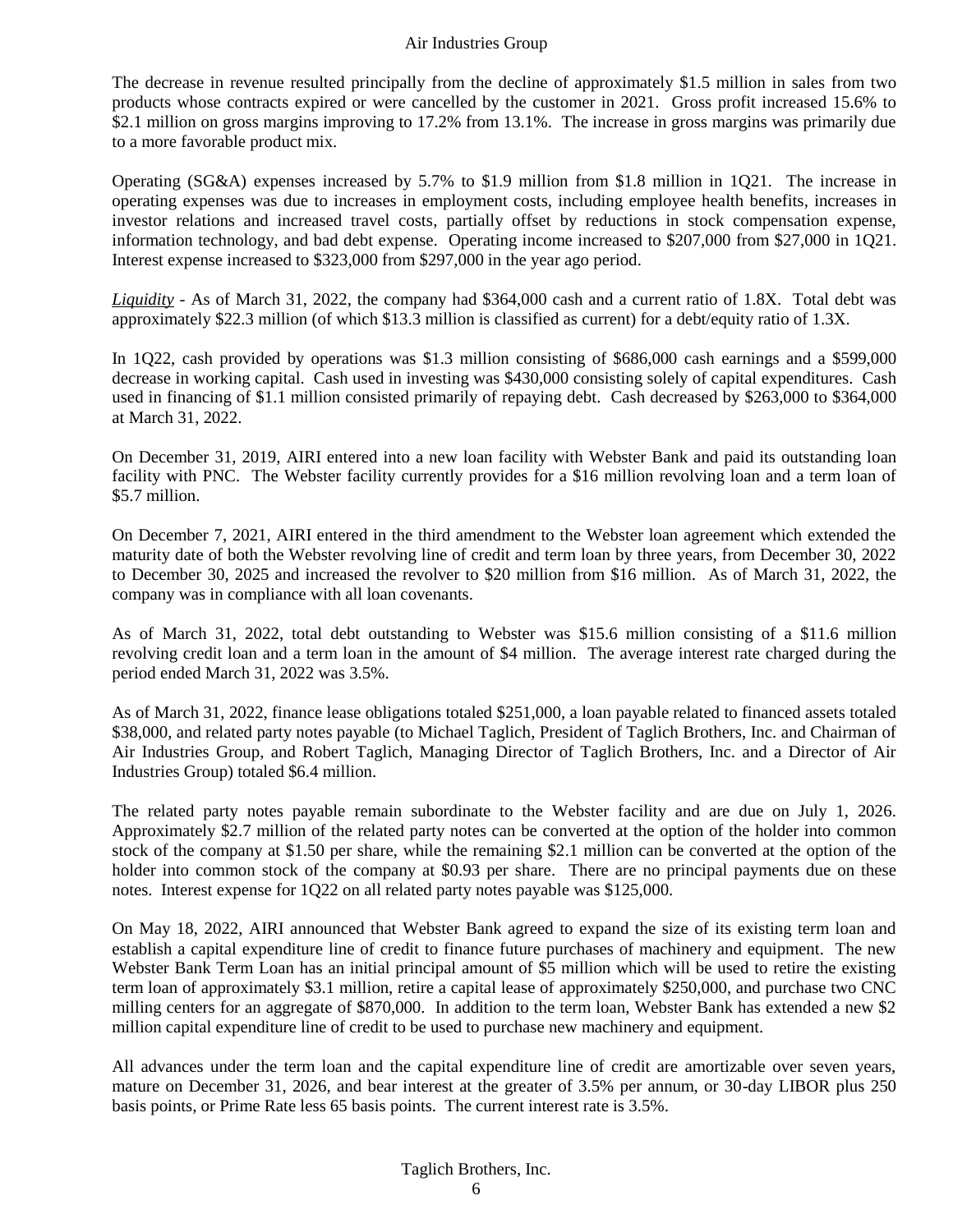The decrease in revenue resulted principally from the decline of approximately $1.5 million in sales from two products whose contracts expired or were cancelled by the customer in 2021. Gross profit increased 15.6% to $2.1 million on gross margins improving to 17.2% from 13.1%. The increase in gross margins was primarily due to a more favorable product mix.

Operating (SG&A) expenses increased by 5.7% to $1.9 million from $1.8 million in 1Q21. The increase in operating expenses was due to increases in employment costs, including employee health benefits, increases in investor relations and increased travel costs, partially offset by reductions in stock compensation expense, information technology, and bad debt expense. Operating income increased to $207,000 from $27,000 in 1Q21. Interest expense increased to $323,000 from $297,000 in the year ago period.

*Liquidity* - As of March 31, 2022, the company had $364,000 cash and a current ratio of 1.8X. Total debt was approximately $22.3 million (of which $13.3 million is classified as current) for a debt/equity ratio of 1.3X.

In 1Q22, cash provided by operations was $1.3 million consisting of $686,000 cash earnings and a $599,000 decrease in working capital. Cash used in investing was $430,000 consisting solely of capital expenditures. Cash used in financing of $1.1 million consisted primarily of repaying debt. Cash decreased by $263,000 to $364,000 at March 31, 2022.

On December 31, 2019, AIRI entered into a new loan facility with Webster Bank and paid its outstanding loan facility with PNC. The Webster facility currently provides for a $16 million revolving loan and a term loan of $5.7 million.

On December 7, 2021, AIRI entered in the third amendment to the Webster loan agreement which extended the maturity date of both the Webster revolving line of credit and term loan by three years, from December 30, 2022 to December 30, 2025 and increased the revolver to $20 million from $16 million. As of March 31, 2022, the company was in compliance with all loan covenants.

As of March 31, 2022, total debt outstanding to Webster was $15.6 million consisting of a $11.6 million revolving credit loan and a term loan in the amount of $4 million. The average interest rate charged during the period ended March 31, 2022 was 3.5%.

As of March 31, 2022, finance lease obligations totaled $251,000, a loan payable related to financed assets totaled $38,000, and related party notes payable (to Michael Taglich, President of Taglich Brothers, Inc. and Chairman of Air Industries Group, and Robert Taglich, Managing Director of Taglich Brothers, Inc. and a Director of Air Industries Group) totaled $6.4 million.

The related party notes payable remain subordinate to the Webster facility and are due on July 1, 2026. Approximately $2.7 million of the related party notes can be converted at the option of the holder into common stock of the company at $1.50 per share, while the remaining $2.1 million can be converted at the option of the holder into common stock of the company at $0.93 per share. There are no principal payments due on these notes. Interest expense for 1Q22 on all related party notes payable was $125,000.

On May 18, 2022, AIRI announced that Webster Bank agreed to expand the size of its existing term loan and establish a capital expenditure line of credit to finance future purchases of machinery and equipment. The new Webster Bank Term Loan has an initial principal amount of $5 million which will be used to retire the existing term loan of approximately $3.1 million, retire a capital lease of approximately $250,000, and purchase two CNC milling centers for an aggregate of $870,000. In addition to the term loan, Webster Bank has extended a new $2 million capital expenditure line of credit to be used to purchase new machinery and equipment.

All advances under the term loan and the capital expenditure line of credit are amortizable over seven years, mature on December 31, 2026, and bear interest at the greater of 3.5% per annum, or 30-day LIBOR plus 250 basis points, or Prime Rate less 65 basis points. The current interest rate is 3.5%.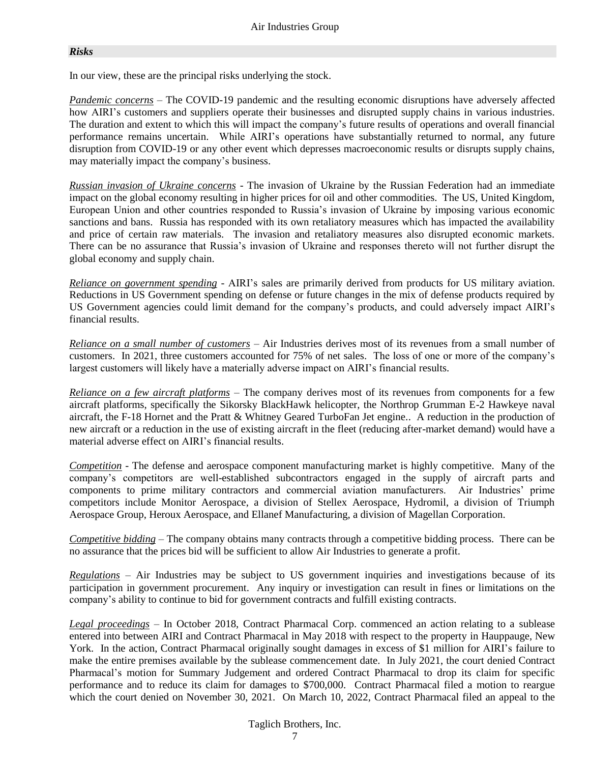## *Risks*

In our view, these are the principal risks underlying the stock.

*Pandemic concerns* – The COVID-19 pandemic and the resulting economic disruptions have adversely affected how AIRI's customers and suppliers operate their businesses and disrupted supply chains in various industries. The duration and extent to which this will impact the company's future results of operations and overall financial performance remains uncertain. While AIRI's operations have substantially returned to normal, any future disruption from COVID-19 or any other event which depresses macroeconomic results or disrupts supply chains, may materially impact the company's business.

*Russian invasion of Ukraine concerns* - The invasion of Ukraine by the Russian Federation had an immediate impact on the global economy resulting in higher prices for oil and other commodities. The US, United Kingdom, European Union and other countries responded to Russia's invasion of Ukraine by imposing various economic sanctions and bans. Russia has responded with its own retaliatory measures which has impacted the availability and price of certain raw materials. The invasion and retaliatory measures also disrupted economic markets. There can be no assurance that Russia's invasion of Ukraine and responses thereto will not further disrupt the global economy and supply chain.

*Reliance on government spending* - AIRI's sales are primarily derived from products for US military aviation. Reductions in US Government spending on defense or future changes in the mix of defense products required by US Government agencies could limit demand for the company's products, and could adversely impact AIRI's financial results.

*Reliance on a small number of customers* – Air Industries derives most of its revenues from a small number of customers. In 2021, three customers accounted for 75% of net sales. The loss of one or more of the company's largest customers will likely have a materially adverse impact on AIRI's financial results.

*Reliance on a few aircraft platforms* – The company derives most of its revenues from components for a few aircraft platforms, specifically the Sikorsky BlackHawk helicopter, the Northrop Grumman E-2 Hawkeye naval aircraft, the F-18 Hornet and the Pratt & Whitney Geared TurboFan Jet engine.. A reduction in the production of new aircraft or a reduction in the use of existing aircraft in the fleet (reducing after-market demand) would have a material adverse effect on AIRI's financial results.

*Competition* - The defense and aerospace component manufacturing market is highly competitive. Many of the company's competitors are well-established subcontractors engaged in the supply of aircraft parts and components to prime military contractors and commercial aviation manufacturers. Air Industries' prime competitors include Monitor Aerospace, a division of Stellex Aerospace, Hydromil, a division of Triumph Aerospace Group, Heroux Aerospace, and Ellanef Manufacturing, a division of Magellan Corporation.

*Competitive bidding* – The company obtains many contracts through a competitive bidding process. There can be no assurance that the prices bid will be sufficient to allow Air Industries to generate a profit.

*Regulations* – Air Industries may be subject to US government inquiries and investigations because of its participation in government procurement. Any inquiry or investigation can result in fines or limitations on the company's ability to continue to bid for government contracts and fulfill existing contracts.

*Legal proceedings* – In October 2018, Contract Pharmacal Corp. commenced an action relating to a sublease entered into between AIRI and Contract Pharmacal in May 2018 with respect to the property in Hauppauge, New York. In the action, Contract Pharmacal originally sought damages in excess of $1 million for AIRI's failure to make the entire premises available by the sublease commencement date. In July 2021, the court denied Contract Pharmacal's motion for Summary Judgement and ordered Contract Pharmacal to drop its claim for specific performance and to reduce its claim for damages to $700,000. Contract Pharmacal filed a motion to reargue which the court denied on November 30, 2021. On March 10, 2022, Contract Pharmacal filed an appeal to the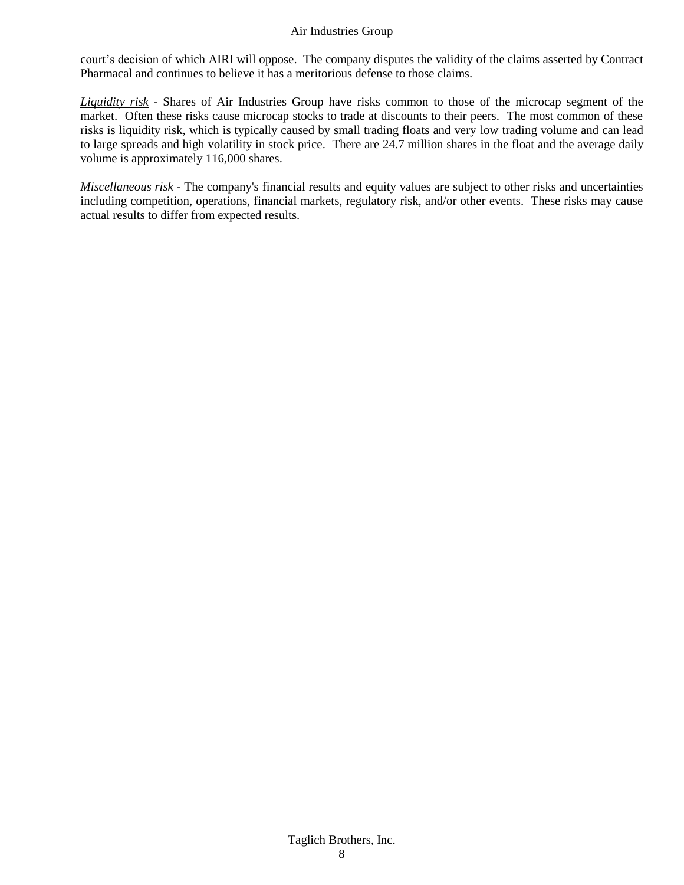court's decision of which AIRI will oppose. The company disputes the validity of the claims asserted by Contract Pharmacal and continues to believe it has a meritorious defense to those claims.

*Liquidity risk* - Shares of Air Industries Group have risks common to those of the microcap segment of the market. Often these risks cause microcap stocks to trade at discounts to their peers. The most common of these risks is liquidity risk, which is typically caused by small trading floats and very low trading volume and can lead to large spreads and high volatility in stock price. There are 24.7 million shares in the float and the average daily volume is approximately 116,000 shares.

*Miscellaneous risk* - The company's financial results and equity values are subject to other risks and uncertainties including competition, operations, financial markets, regulatory risk, and/or other events. These risks may cause actual results to differ from expected results.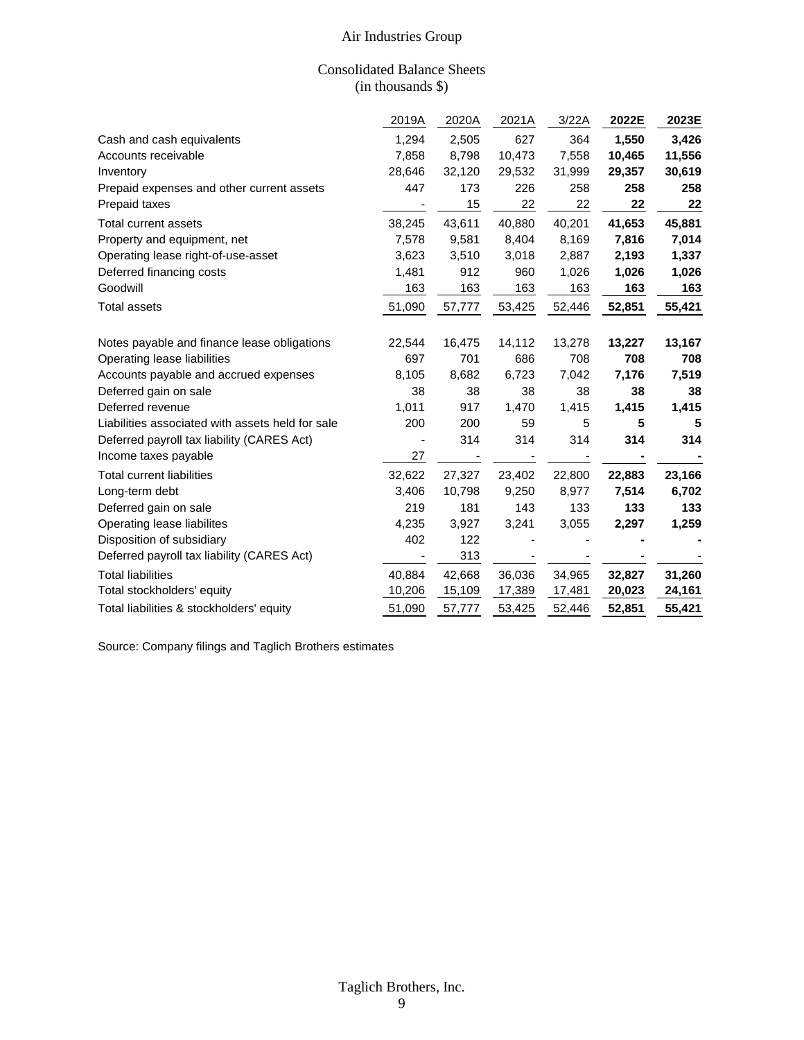# Air Industries Group

## Consolidated Balance Sheets
(in thousands $)

| | 2019A | 2020A | 2021A | 3/22A | **2022E** | **2023E** |
|---|---|---|---|---|---|---|
| Cash and cash equivalents | 1,294 | 2,505 | 627 | 364 | **1,550** | **3,426** |
| Accounts receivable | 7,858 | 8,798 | 10,473 | 7,558 | **10,465** | **11,556** |
| Inventory | 28,646 | 32,120 | 29,532 | 31,999 | **29,357** | **30,619** |
| Prepaid expenses and other current assets | 447 | 173 | 226 | 258 | **258** | **258** |
| Prepaid taxes | - | 15 | 22 | 22 | **22** | **22** |
| Total current assets | 38,245 | 43,611 | 40,880 | 40,201 | **41,653** | **45,881** |
| Property and equipment, net | 7,578 | 9,581 | 8,404 | 8,169 | **7,816** | **7,014** |
| Operating lease right-of-use-asset | 3,623 | 3,510 | 3,018 | 2,887 | **2,193** | **1,337** |
| Deferred financing costs | 1,481 | 912 | 960 | 1,026 | **1,026** | **1,026** |
| Goodwill | 163 | 163 | 163 | 163 | **163** | **163** |
| Total assets | 51,090 | 57,777 | 53,425 | 52,446 | **52,851** | **55,421** |
| | | | | | | |
| Notes payable and finance lease obligations | 22,544 | 16,475 | 14,112 | 13,278 | **13,227** | **13,167** |
| Operating lease liabilities | 697 | 701 | 686 | 708 | **708** | **708** |
| Accounts payable and accrued expenses | 8,105 | 8,682 | 6,723 | 7,042 | **7,176** | **7,519** |
| Deferred gain on sale | 38 | 38 | 38 | 38 | **38** | **38** |
| Deferred revenue | 1,011 | 917 | 1,470 | 1,415 | **1,415** | **1,415** |
| Liabilities associated with assets held for sale | 200 | 200 | 59 | 5 | **5** | **5** |
| Deferred payroll tax liability (CARES Act) | - | 314 | 314 | 314 | **314** | **314** |
| Income taxes payable | 27 | - | - | - | **-** | **-** |
| Total current liabilities | 32,622 | 27,327 | 23,402 | 22,800 | **22,883** | **23,166** |
| Long-term debt | 3,406 | 10,798 | 9,250 | 8,977 | **7,514** | **6,702** |
| Deferred gain on sale | 219 | 181 | 143 | 133 | **133** | **133** |
| Operating lease liabilites | 4,235 | 3,927 | 3,241 | 3,055 | **2,297** | **1,259** |
| Disposition of subsidiary | 402 | 122 | - | - | **-** | **-** |
| Deferred payroll tax liability (CARES Act) | - | 313 | - | - | - | - |
| Total liabilities | 40,884 | 42,668 | 36,036 | 34,965 | **32,827** | **31,260** |
| Total stockholders' equity | 10,206 | 15,109 | 17,389 | 17,481 | **20,023** | **24,161** |
| Total liabilities & stockholders' equity | 51,090 | 57,777 | 53,425 | 52,446 | **52,851** | **55,421** |

Source: Company filings and Taglich Brothers estimates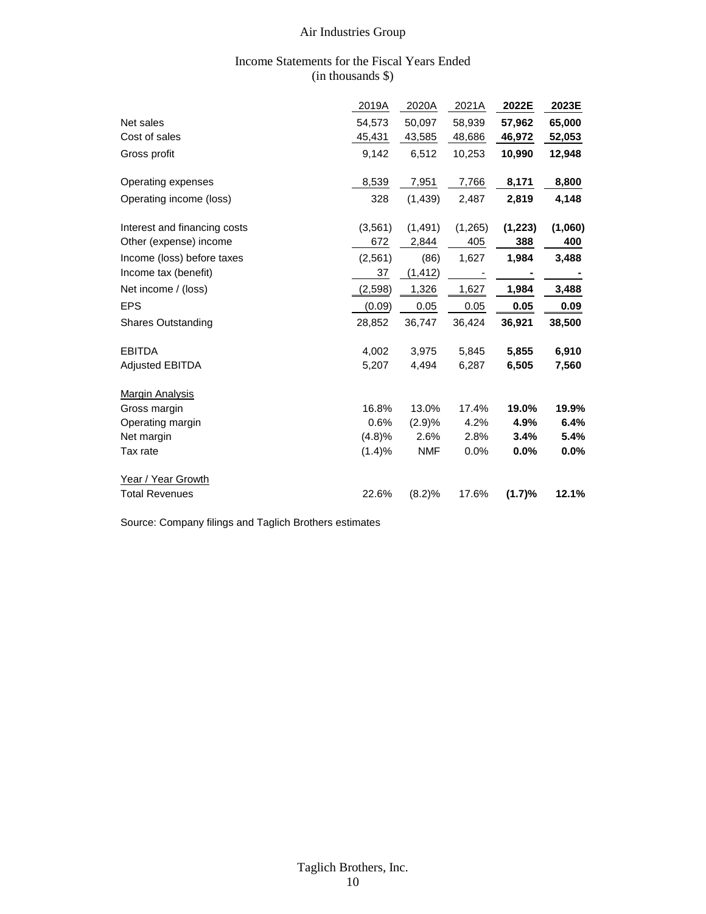# Air Industries Group

## Income Statements for the Fiscal Years Ended
(in thousands $)

| | 2019A | 2020A | 2021A | **2022E** | **2023E** |
|---|---|---|---|---|---|
| Net sales | 54,573 | 50,097 | 58,939 | **57,962** | **65,000** |
| Cost of sales | 45,431 | 43,585 | 48,686 | **46,972** | **52,053** |
| Gross profit | 9,142 | 6,512 | 10,253 | **10,990** | **12,948** |
| | | | | | |
| Operating expenses | 8,539 | 7,951 | 7,766 | **8,171** | **8,800** |
| Operating income (loss) | 328 | (1,439) | 2,487 | **2,819** | **4,148** |
| | | | | | |
| Interest and financing costs | (3,561) | (1,491) | (1,265) | **(1,223)** | **(1,060)** |
| Other (expense) income | 672 | 2,844 | 405 | **388** | **400** |
| Income (loss) before taxes | (2,561) | (86) | 1,627 | **1,984** | **3,488** |
| Income tax (benefit) | 37 | (1,412) | - | **-** | **-** |
| Net income / (loss) | (2,598) | 1,326 | 1,627 | **1,984** | **3,488** |
| EPS | (0.09) | 0.05 | 0.05 | **0.05** | **0.09** |
| Shares Outstanding | 28,852 | 36,747 | 36,424 | **36,921** | **38,500** |
| | | | | | |
| EBITDA | 4,002 | 3,975 | 5,845 | **5,855** | **6,910** |
| Adjusted EBITDA | 5,207 | 4,494 | 6,287 | **6,505** | **7,560** |
| | | | | | |
| Margin Analysis | | | | | |
| Gross margin | 16.8% | 13.0% | 17.4% | **19.0%** | **19.9%** |
| Operating margin | 0.6% | (2.9)% | 4.2% | **4.9%** | **6.4%** |
| Net margin | (4.8)% | 2.6% | 2.8% | **3.4%** | **5.4%** |
| Tax rate | (1.4)% | NMF | 0.0% | **0.0%** | **0.0%** |
| | | | | | |
| Year / Year Growth | | | | | |
| Total Revenues | 22.6% | (8.2)% | 17.6% | **(1.7)%** | **12.1%** |

Source: Company filings and Taglich Brothers estimates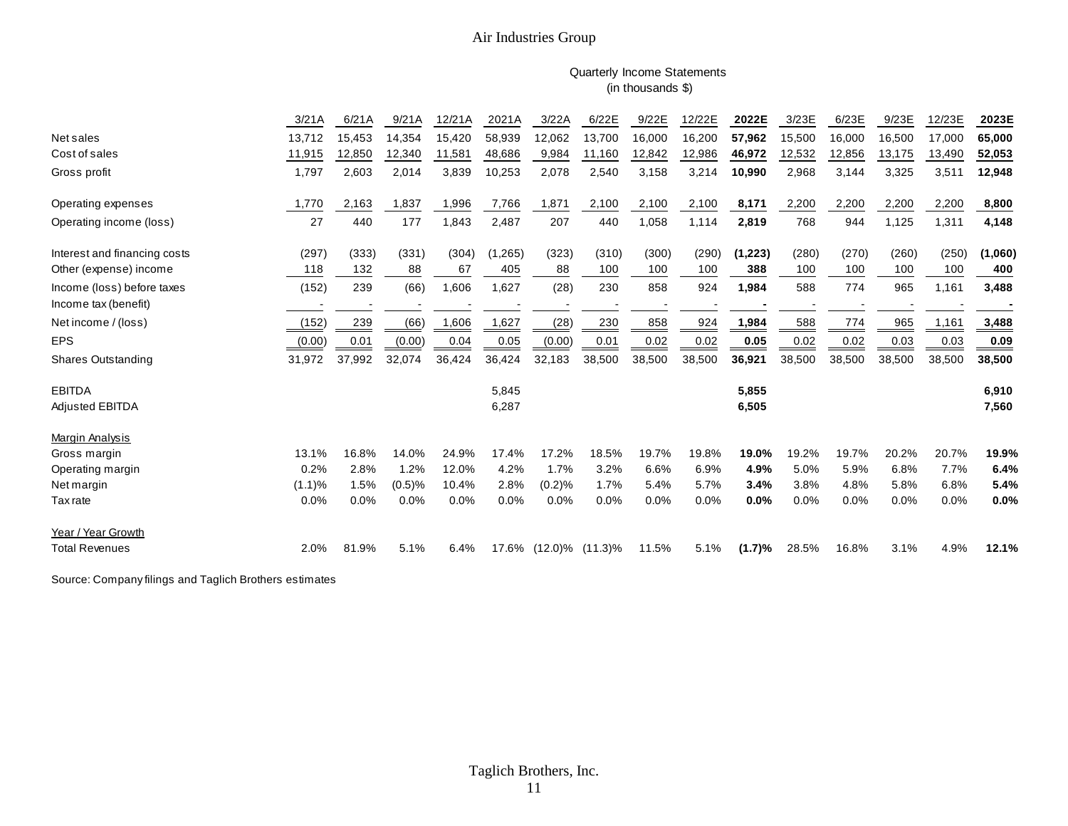# Air Industries Group

Quarterly Income Statements
(in thousands $)

| | 3/21A | 6/21A | 9/21A | 12/21A | 2021A | 3/22A | 6/22E | 9/22E | 12/22E | **2022E** | 3/23E | 6/23E | 9/23E | 12/23E | **2023E** |
|---|---|---|---|---|---|---|---|---|---|---|---|---|---|---|---|
| Net sales | 13,712 | 15,453 | 14,354 | 15,420 | 58,939 | 12,062 | 13,700 | 16,000 | 16,200 | **57,962** | 15,500 | 16,000 | 16,500 | 17,000 | **65,000** |
| Cost of sales | 11,915 | 12,850 | 12,340 | 11,581 | 48,686 | 9,984 | 11,160 | 12,842 | 12,986 | **46,972** | 12,532 | 12,856 | 13,175 | 13,490 | **52,053** |
| Gross profit | 1,797 | 2,603 | 2,014 | 3,839 | 10,253 | 2,078 | 2,540 | 3,158 | 3,214 | **10,990** | 2,968 | 3,144 | 3,325 | 3,511 | **12,948** |
| Operating expenses | 1,770 | 2,163 | 1,837 | 1,996 | 7,766 | 1,871 | 2,100 | 2,100 | 2,100 | **8,171** | 2,200 | 2,200 | 2,200 | 2,200 | **8,800** |
| Operating income (loss) | 27 | 440 | 177 | 1,843 | 2,487 | 207 | 440 | 1,058 | 1,114 | **2,819** | 768 | 944 | 1,125 | 1,311 | **4,148** |
| Interest and financing costs | (297) | (333) | (331) | (304) | (1,265) | (323) | (310) | (300) | (290) | **(1,223)** | (280) | (270) | (260) | (250) | **(1,060)** |
| Other (expense) income | 118 | 132 | 88 | 67 | 405 | 88 | 100 | 100 | 100 | **388** | 100 | 100 | 100 | 100 | **400** |
| Income (loss) before taxes | (152) | 239 | (66) | 1,606 | 1,627 | (28) | 230 | 858 | 924 | **1,984** | 588 | 774 | 965 | 1,161 | **3,488** |
| Income tax (benefit) | - | - | - | - | - | - | - | - | - | **-** | - | - | - | - | **-** |
| Net income / (loss) | (152) | 239 | (66) | 1,606 | 1,627 | (28) | 230 | 858 | 924 | **1,984** | 588 | 774 | 965 | 1,161 | **3,488** |
| EPS | (0.00) | 0.01 | (0.00) | 0.04 | 0.05 | (0.00) | 0.01 | 0.02 | 0.02 | **0.05** | 0.02 | 0.02 | 0.03 | 0.03 | **0.09** |
| Shares Outstanding | 31,972 | 37,992 | 32,074 | 36,424 | 36,424 | 32,183 | 38,500 | 38,500 | 38,500 | **36,921** | 38,500 | 38,500 | 38,500 | 38,500 | **38,500** |
| EBITDA | | | | | 5,845 | | | | | **5,855** | | | | | **6,910** |
| Adjusted EBITDA | | | | | 6,287 | | | | | **6,505** | | | | | **7,560** |
| Margin Analysis | | | | | | | | | | | | | | | |
| Gross margin | 13.1% | 16.8% | 14.0% | 24.9% | 17.4% | 17.2% | 18.5% | 19.7% | 19.8% | **19.0%** | 19.2% | 19.7% | 20.2% | 20.7% | **19.9%** |
| Operating margin | 0.2% | 2.8% | 1.2% | 12.0% | 4.2% | 1.7% | 3.2% | 6.6% | 6.9% | **4.9%** | 5.0% | 5.9% | 6.8% | 7.7% | **6.4%** |
| Net margin | (1.1)% | 1.5% | (0.5)% | 10.4% | 2.8% | (0.2)% | 1.7% | 5.4% | 5.7% | **3.4%** | 3.8% | 4.8% | 5.8% | 6.8% | **5.4%** |
| Tax rate | 0.0% | 0.0% | 0.0% | 0.0% | 0.0% | 0.0% | 0.0% | 0.0% | 0.0% | **0.0%** | 0.0% | 0.0% | 0.0% | 0.0% | **0.0%** |
| Year / Year Growth | | | | | | | | | | | | | | | |
| Total Revenues | 2.0% | 81.9% | 5.1% | 6.4% | 17.6% | (12.0)% | (11.3)% | 11.5% | 5.1% | **(1.7)%** | 28.5% | 16.8% | 3.1% | 4.9% | **12.1%** |

Source: Company filings and Taglich Brothers estimates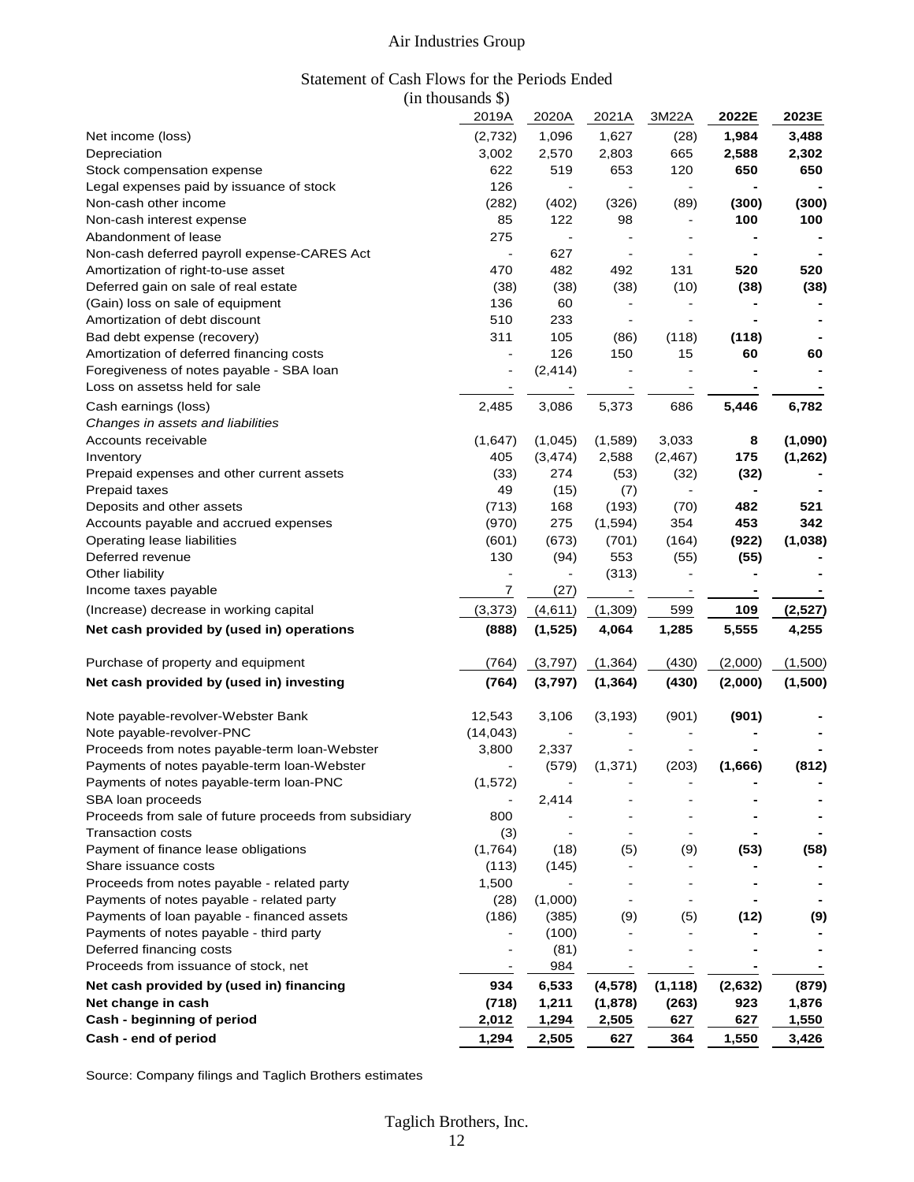# Air Industries Group

## Statement of Cash Flows for the Periods Ended

(in thousands $)

| | 2019A | 2020A | 2021A | 3M22A | **2022E** | **2023E** |
|---|---|---|---|---|---|---|
| Net income (loss) | (2,732) | 1,096 | 1,627 | (28) | **1,984** | **3,488** |
| Depreciation | 3,002 | 2,570 | 2,803 | 665 | **2,588** | **2,302** |
| Stock compensation expense | 622 | 519 | 653 | 120 | **650** | **650** |
| Legal expenses paid by issuance of stock | 126 | - | - | - | **-** | **-** |
| Non-cash other income | (282) | (402) | (326) | (89) | **(300)** | **(300)** |
| Non-cash interest expense | 85 | 122 | 98 | - | **100** | **100** |
| Abandonment of lease | 275 | - | - | - | **-** | **-** |
| Non-cash deferred payroll expense-CARES Act | - | 627 | - | - | **-** | **-** |
| Amortization of right-to-use asset | 470 | 482 | 492 | 131 | **520** | **520** |
| Deferred gain on sale of real estate | (38) | (38) | (38) | (10) | **(38)** | **(38)** |
| (Gain) loss on sale of equipment | 136 | 60 | - | - | **-** | **-** |
| Amortization of debt discount | 510 | 233 | - | - | **-** | **-** |
| Bad debt expense (recovery) | 311 | 105 | (86) | (118) | **(118)** | **-** |
| Amortization of deferred financing costs | - | 126 | 150 | 15 | **60** | **60** |
| Foregiveness of notes payable - SBA loan | - | (2,414) | - | - | **-** | **-** |
| Loss on assetss held for sale | - | - | - | - | **-** | **-** |
| Cash earnings (loss) | 2,485 | 3,086 | 5,373 | 686 | **5,446** | **6,782** |
| *Changes in assets and liabilities* | | | | | | |
| Accounts receivable | (1,647) | (1,045) | (1,589) | 3,033 | **8** | **(1,090)** |
| Inventory | 405 | (3,474) | 2,588 | (2,467) | **175** | **(1,262)** |
| Prepaid expenses and other current assets | (33) | 274 | (53) | (32) | **(32)** | **-** |
| Prepaid taxes | 49 | (15) | (7) | - | **-** | **-** |
| Deposits and other assets | (713) | 168 | (193) | (70) | **482** | **521** |
| Accounts payable and accrued expenses | (970) | 275 | (1,594) | 354 | **453** | **342** |
| Operating lease liabilities | (601) | (673) | (701) | (164) | **(922)** | **(1,038)** |
| Deferred revenue | 130 | (94) | 553 | (55) | **(55)** | **-** |
| Other liability | - | - | (313) | - | **-** | **-** |
| Income taxes payable | 7 | (27) | - | - | **-** | **-** |
| (Increase) decrease in working capital | (3,373) | (4,611) | (1,309) | 599 | **109** | **(2,527)** |
| **Net cash provided by (used in) operations** | **(888)** | **(1,525)** | **4,064** | **1,285** | **5,555** | **4,255** |
| Purchase of property and equipment | (764) | (3,797) | (1,364) | (430) | (2,000) | (1,500) |
| **Net cash provided by (used in) investing** | **(764)** | **(3,797)** | **(1,364)** | **(430)** | **(2,000)** | **(1,500)** |
| Note payable-revolver-Webster Bank | 12,543 | 3,106 | (3,193) | (901) | **(901)** | **-** |
| Note payable-revolver-PNC | (14,043) | - | - | - | **-** | **-** |
| Proceeds from notes payable-term loan-Webster | 3,800 | 2,337 | - | - | **-** | **-** |
| Payments of notes payable-term loan-Webster | - | (579) | (1,371) | (203) | **(1,666)** | **(812)** |
| Payments of notes payable-term loan-PNC | (1,572) | - | - | - | **-** | **-** |
| SBA loan proceeds | - | 2,414 | - | - | **-** | **-** |
| Proceeds from sale of future proceeds from subsidiary | 800 | - | - | - | **-** | **-** |
| Transaction costs | (3) | - | - | - | **-** | **-** |
| Payment of finance lease obligations | (1,764) | (18) | (5) | (9) | **(53)** | **(58)** |
| Share issuance costs | (113) | (145) | - | - | **-** | **-** |
| Proceeds from notes payable - related party | 1,500 | - | - | - | **-** | **-** |
| Payments of notes payable - related party | (28) | (1,000) | - | - | **-** | **-** |
| Payments of loan payable - financed assets | (186) | (385) | (9) | (5) | **(12)** | **(9)** |
| Payments of notes payable - third party | - | (100) | - | - | **-** | **-** |
| Deferred financing costs | - | (81) | - | - | **-** | **-** |
| Proceeds from issuance of stock, net | - | 984 | - | - | **-** | **-** |
| **Net cash provided by (used in) financing** | **934** | **6,533** | **(4,578)** | **(1,118)** | **(2,632)** | **(879)** |
| **Net change in cash** | **(718)** | **1,211** | **(1,878)** | **(263)** | **923** | **1,876** |
| **Cash - beginning of period** | **2,012** | **1,294** | **2,505** | **627** | **627** | **1,550** |
| **Cash - end of period** | **1,294** | **2,505** | **627** | **364** | **1,550** | **3,426** |

Source: Company filings and Taglich Brothers estimates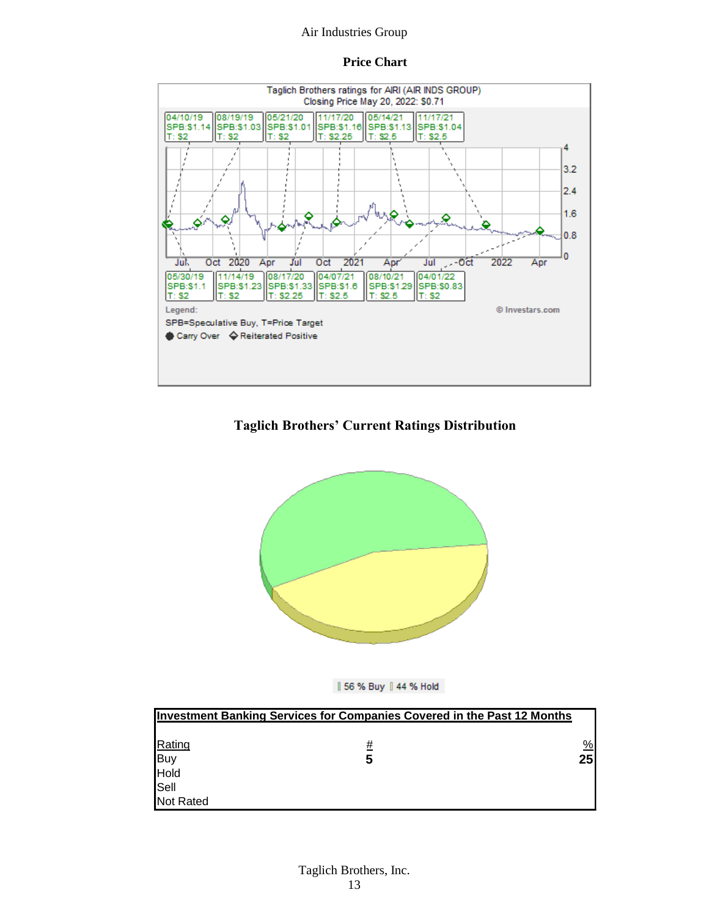## Price Chart

Taglich Brothers ratings for AIRI (AIR INDS GROUP)
Closing Price May 20, 2022: $0.71

| Date | Rating | Target |
|---|---|---|
| 04/10/19 | SPB:$1.14 | T: $2 |
| 05/30/19 | SPB:$1.1 | T: $2 |
| 08/19/19 | SPB:$1.03 | T: $2 |
| 11/14/19 | SPB:$1.23 | T: $2 |
| 05/21/20 | SPB:$1.01 | T: $2 |
| 08/17/20 | SPB:$1.33 | T: $2.25 |
| 11/17/20 | SPB:$1.16 | T: $2.25 |
| 04/07/21 | SPB:$1.6 | T: $2.5 |
| 05/14/21 | SPB:$1.13 | T: $2.5 |
| 08/10/21 | SPB:$1.29 | T: $2.5 |
| 11/17/21 | SPB:$1.04 | T: $2.5 |
| 04/01/22 | SPB:$0.83 | T: $2 |

Legend:
SPB=Speculative Buy, T=Price Target
Carry Over ◇ Reiterated Positive

© Investars.com

## Taglich Brothers' Current Ratings Distribution

56 % Buy 44 % Hold

| Investment Banking Services for Companies Covered in the Past 12 Months | | |
|---|---|---|
| Rating | # | % |
| Buy | 5 | 25 |
| Hold | | |
| Sell | | |
| Not Rated | | |

Taglich Brothers, Inc.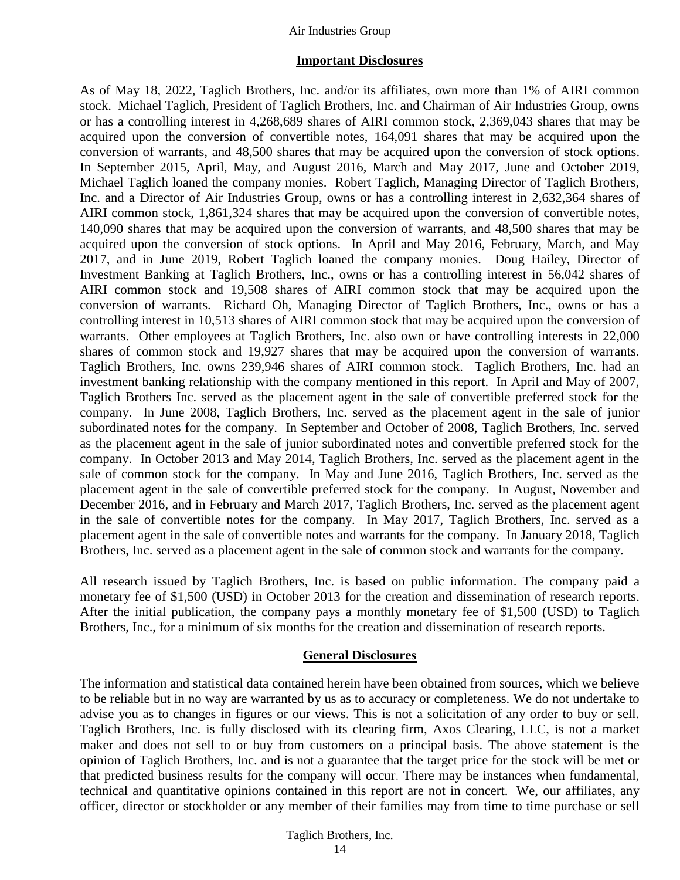## Important Disclosures

As of May 18, 2022, Taglich Brothers, Inc. and/or its affiliates, own more than 1% of AIRI common stock. Michael Taglich, President of Taglich Brothers, Inc. and Chairman of Air Industries Group, owns or has a controlling interest in 4,268,689 shares of AIRI common stock, 2,369,043 shares that may be acquired upon the conversion of convertible notes, 164,091 shares that may be acquired upon the conversion of warrants, and 48,500 shares that may be acquired upon the conversion of stock options. In September 2015, April, May, and August 2016, March and May 2017, June and October 2019, Michael Taglich loaned the company monies. Robert Taglich, Managing Director of Taglich Brothers, Inc. and a Director of Air Industries Group, owns or has a controlling interest in 2,632,364 shares of AIRI common stock, 1,861,324 shares that may be acquired upon the conversion of convertible notes, 140,090 shares that may be acquired upon the conversion of warrants, and 48,500 shares that may be acquired upon the conversion of stock options. In April and May 2016, February, March, and May 2017, and in June 2019, Robert Taglich loaned the company monies. Doug Hailey, Director of Investment Banking at Taglich Brothers, Inc., owns or has a controlling interest in 56,042 shares of AIRI common stock and 19,508 shares of AIRI common stock that may be acquired upon the conversion of warrants. Richard Oh, Managing Director of Taglich Brothers, Inc., owns or has a controlling interest in 10,513 shares of AIRI common stock that may be acquired upon the conversion of warrants. Other employees at Taglich Brothers, Inc. also own or have controlling interests in 22,000 shares of common stock and 19,927 shares that may be acquired upon the conversion of warrants. Taglich Brothers, Inc. owns 239,946 shares of AIRI common stock. Taglich Brothers, Inc. had an investment banking relationship with the company mentioned in this report. In April and May of 2007, Taglich Brothers Inc. served as the placement agent in the sale of convertible preferred stock for the company. In June 2008, Taglich Brothers, Inc. served as the placement agent in the sale of junior subordinated notes for the company. In September and October of 2008, Taglich Brothers, Inc. served as the placement agent in the sale of junior subordinated notes and convertible preferred stock for the company. In October 2013 and May 2014, Taglich Brothers, Inc. served as the placement agent in the sale of common stock for the company. In May and June 2016, Taglich Brothers, Inc. served as the placement agent in the sale of convertible preferred stock for the company. In August, November and December 2016, and in February and March 2017, Taglich Brothers, Inc. served as the placement agent in the sale of convertible notes for the company. In May 2017, Taglich Brothers, Inc. served as a placement agent in the sale of convertible notes and warrants for the company. In January 2018, Taglich Brothers, Inc. served as a placement agent in the sale of common stock and warrants for the company.

All research issued by Taglich Brothers, Inc. is based on public information. The company paid a monetary fee of $1,500 (USD) in October 2013 for the creation and dissemination of research reports. After the initial publication, the company pays a monthly monetary fee of $1,500 (USD) to Taglich Brothers, Inc., for a minimum of six months for the creation and dissemination of research reports.

## General Disclosures

The information and statistical data contained herein have been obtained from sources, which we believe to be reliable but in no way are warranted by us as to accuracy or completeness. We do not undertake to advise you as to changes in figures or our views. This is not a solicitation of any order to buy or sell. Taglich Brothers, Inc. is fully disclosed with its clearing firm, Axos Clearing, LLC, is not a market maker and does not sell to or buy from customers on a principal basis. The above statement is the opinion of Taglich Brothers, Inc. and is not a guarantee that the target price for the stock will be met or that predicted business results for the company will occur. There may be instances when fundamental, technical and quantitative opinions contained in this report are not in concert. We, our affiliates, any officer, director or stockholder or any member of their families may from time to time purchase or sell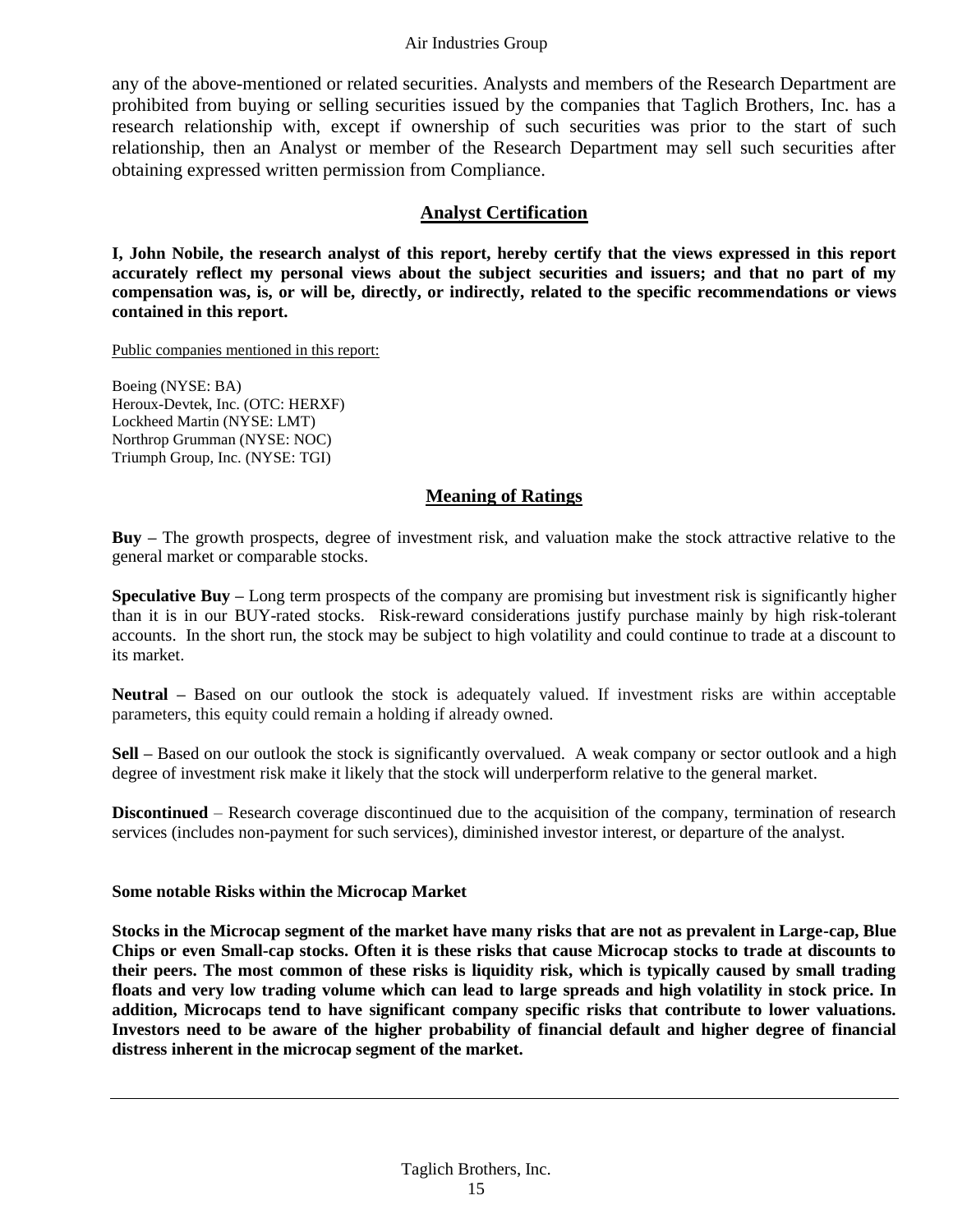any of the above-mentioned or related securities. Analysts and members of the Research Department are prohibited from buying or selling securities issued by the companies that Taglich Brothers, Inc. has a research relationship with, except if ownership of such securities was prior to the start of such relationship, then an Analyst or member of the Research Department may sell such securities after obtaining expressed written permission from Compliance.

## Analyst Certification

**I, John Nobile, the research analyst of this report, hereby certify that the views expressed in this report accurately reflect my personal views about the subject securities and issuers; and that no part of my compensation was, is, or will be, directly, or indirectly, related to the specific recommendations or views contained in this report.**

Public companies mentioned in this report:

Boeing (NYSE: BA)
Heroux-Devtek, Inc. (OTC: HERXF)
Lockheed Martin (NYSE: LMT)
Northrop Grumman (NYSE: NOC)
Triumph Group, Inc. (NYSE: TGI)

## Meaning of Ratings

**Buy –** The growth prospects, degree of investment risk, and valuation make the stock attractive relative to the general market or comparable stocks.

**Speculative Buy –** Long term prospects of the company are promising but investment risk is significantly higher than it is in our BUY-rated stocks. Risk-reward considerations justify purchase mainly by high risk-tolerant accounts. In the short run, the stock may be subject to high volatility and could continue to trade at a discount to its market.

**Neutral –** Based on our outlook the stock is adequately valued. If investment risks are within acceptable parameters, this equity could remain a holding if already owned.

**Sell –** Based on our outlook the stock is significantly overvalued. A weak company or sector outlook and a high degree of investment risk make it likely that the stock will underperform relative to the general market.

**Discontinued** – Research coverage discontinued due to the acquisition of the company, termination of research services (includes non-payment for such services), diminished investor interest, or departure of the analyst.

**Some notable Risks within the Microcap Market**

**Stocks in the Microcap segment of the market have many risks that are not as prevalent in Large-cap, Blue Chips or even Small-cap stocks. Often it is these risks that cause Microcap stocks to trade at discounts to their peers. The most common of these risks is liquidity risk, which is typically caused by small trading floats and very low trading volume which can lead to large spreads and high volatility in stock price. In addition, Microcaps tend to have significant company specific risks that contribute to lower valuations. Investors need to be aware of the higher probability of financial default and higher degree of financial distress inherent in the microcap segment of the market.**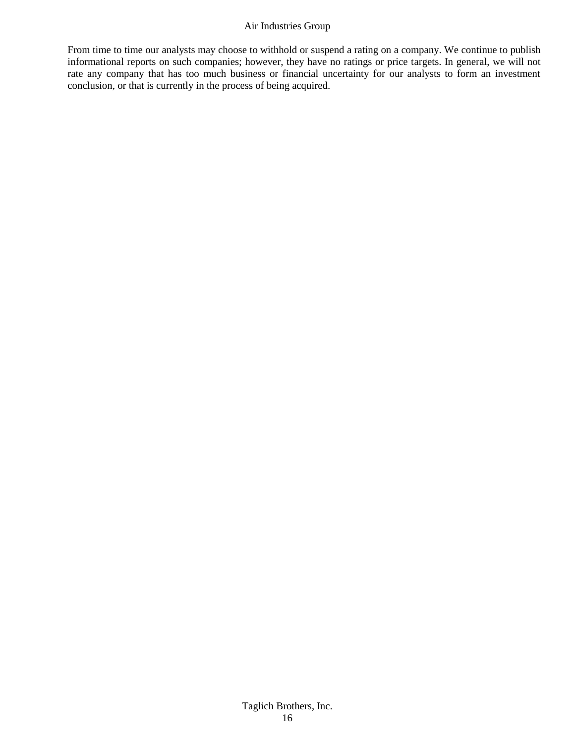From time to time our analysts may choose to withhold or suspend a rating on a company. We continue to publish informational reports on such companies; however, they have no ratings or price targets. In general, we will not rate any company that has too much business or financial uncertainty for our analysts to form an investment conclusion, or that is currently in the process of being acquired.